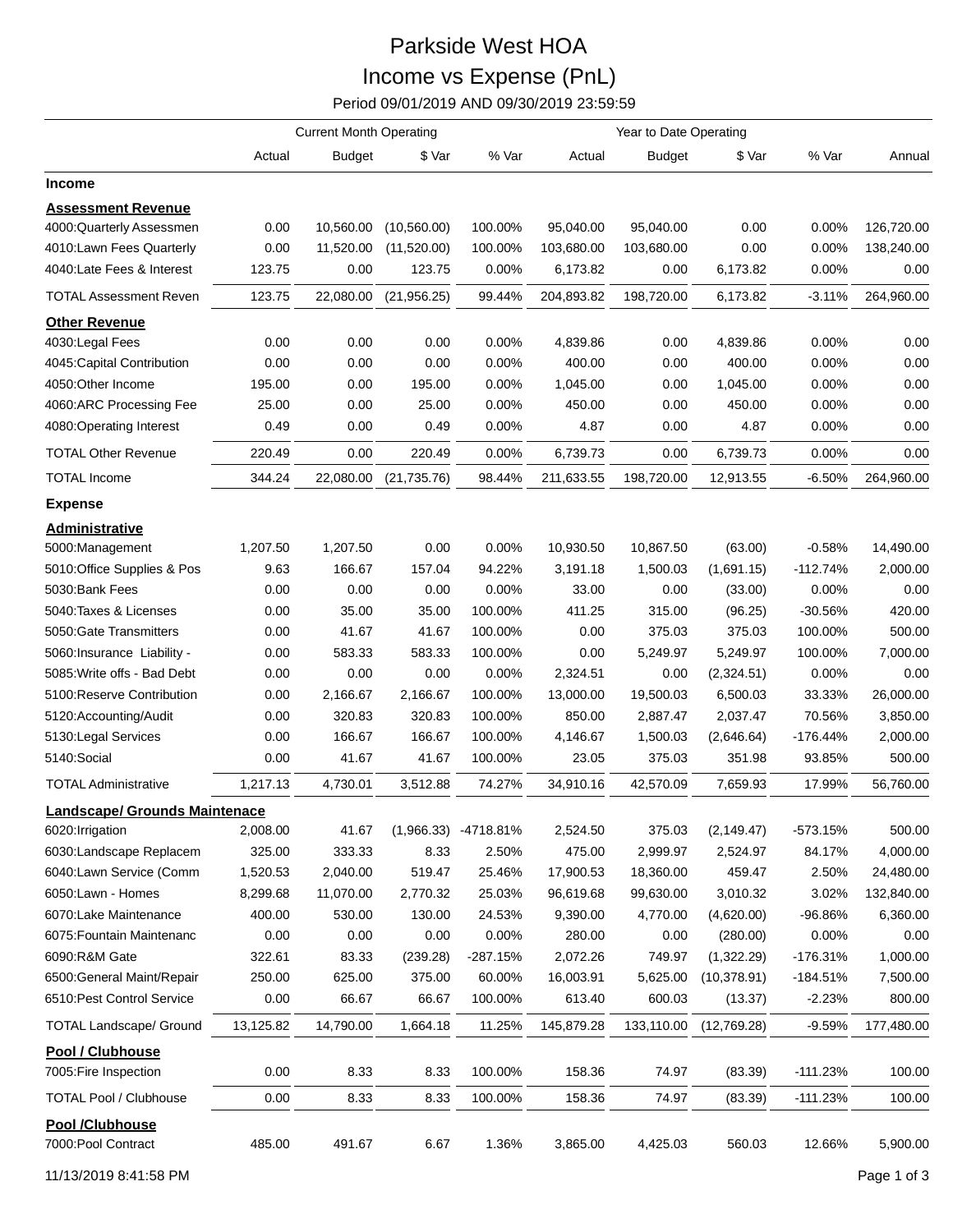# Parkside West HOA

## Income vs Expense (PnL)

Period 09/01/2019 AND 09/30/2019 23:59:59

| | Current Month Operating | | | | Year to Date Operating | | | | |
|---|---|---|---|---|---|---|---|---|---|
| | Actual | Budget | $ Var | % Var | Actual | Budget | $ Var | % Var | Annual |
| **Income** | | | | | | | | | |
| **Assessment Revenue** | | | | | | | | | |
| 4000:Quarterly Assessmen | 0.00 | 10,560.00 | (10,560.00) | 100.00% | 95,040.00 | 95,040.00 | 0.00 | 0.00% | 126,720.00 |
| 4010:Lawn Fees Quarterly | 0.00 | 11,520.00 | (11,520.00) | 100.00% | 103,680.00 | 103,680.00 | 0.00 | 0.00% | 138,240.00 |
| 4040:Late Fees & Interest | 123.75 | 0.00 | 123.75 | 0.00% | 6,173.82 | 0.00 | 6,173.82 | 0.00% | 0.00 |
| TOTAL Assessment Reven | 123.75 | 22,080.00 | (21,956.25) | 99.44% | 204,893.82 | 198,720.00 | 6,173.82 | -3.11% | 264,960.00 |
| **Other Revenue** | | | | | | | | | |
| 4030:Legal Fees | 0.00 | 0.00 | 0.00 | 0.00% | 4,839.86 | 0.00 | 4,839.86 | 0.00% | 0.00 |
| 4045:Capital Contribution | 0.00 | 0.00 | 0.00 | 0.00% | 400.00 | 0.00 | 400.00 | 0.00% | 0.00 |
| 4050:Other Income | 195.00 | 0.00 | 195.00 | 0.00% | 1,045.00 | 0.00 | 1,045.00 | 0.00% | 0.00 |
| 4060:ARC Processing Fee | 25.00 | 0.00 | 25.00 | 0.00% | 450.00 | 0.00 | 450.00 | 0.00% | 0.00 |
| 4080:Operating Interest | 0.49 | 0.00 | 0.49 | 0.00% | 4.87 | 0.00 | 4.87 | 0.00% | 0.00 |
| TOTAL Other Revenue | 220.49 | 0.00 | 220.49 | 0.00% | 6,739.73 | 0.00 | 6,739.73 | 0.00% | 0.00 |
| TOTAL Income | 344.24 | 22,080.00 | (21,735.76) | 98.44% | 211,633.55 | 198,720.00 | 12,913.55 | -6.50% | 264,960.00 |
| **Expense** | | | | | | | | | |
| **Administrative** | | | | | | | | | |
| 5000:Management | 1,207.50 | 1,207.50 | 0.00 | 0.00% | 10,930.50 | 10,867.50 | (63.00) | -0.58% | 14,490.00 |
| 5010:Office Supplies & Pos | 9.63 | 166.67 | 157.04 | 94.22% | 3,191.18 | 1,500.03 | (1,691.15) | -112.74% | 2,000.00 |
| 5030:Bank Fees | 0.00 | 0.00 | 0.00 | 0.00% | 33.00 | 0.00 | (33.00) | 0.00% | 0.00 |
| 5040:Taxes & Licenses | 0.00 | 35.00 | 35.00 | 100.00% | 411.25 | 315.00 | (96.25) | -30.56% | 420.00 |
| 5050:Gate Transmitters | 0.00 | 41.67 | 41.67 | 100.00% | 0.00 | 375.03 | 375.03 | 100.00% | 500.00 |
| 5060:Insurance Liability - | 0.00 | 583.33 | 583.33 | 100.00% | 0.00 | 5,249.97 | 5,249.97 | 100.00% | 7,000.00 |
| 5085:Write offs - Bad Debt | 0.00 | 0.00 | 0.00 | 0.00% | 2,324.51 | 0.00 | (2,324.51) | 0.00% | 0.00 |
| 5100:Reserve Contribution | 0.00 | 2,166.67 | 2,166.67 | 100.00% | 13,000.00 | 19,500.03 | 6,500.03 | 33.33% | 26,000.00 |
| 5120:Accounting/Audit | 0.00 | 320.83 | 320.83 | 100.00% | 850.00 | 2,887.47 | 2,037.47 | 70.56% | 3,850.00 |
| 5130:Legal Services | 0.00 | 166.67 | 166.67 | 100.00% | 4,146.67 | 1,500.03 | (2,646.64) | -176.44% | 2,000.00 |
| 5140:Social | 0.00 | 41.67 | 41.67 | 100.00% | 23.05 | 375.03 | 351.98 | 93.85% | 500.00 |
| TOTAL Administrative | 1,217.13 | 4,730.01 | 3,512.88 | 74.27% | 34,910.16 | 42,570.09 | 7,659.93 | 17.99% | 56,760.00 |
| **Landscape/ Grounds Maintenace** | | | | | | | | | |
| 6020:Irrigation | 2,008.00 | 41.67 | (1,966.33) | -4718.81% | 2,524.50 | 375.03 | (2,149.47) | -573.15% | 500.00 |
| 6030:Landscape Replacem | 325.00 | 333.33 | 8.33 | 2.50% | 475.00 | 2,999.97 | 2,524.97 | 84.17% | 4,000.00 |
| 6040:Lawn Service (Comm | 1,520.53 | 2,040.00 | 519.47 | 25.46% | 17,900.53 | 18,360.00 | 459.47 | 2.50% | 24,480.00 |
| 6050:Lawn - Homes | 8,299.68 | 11,070.00 | 2,770.32 | 25.03% | 96,619.68 | 99,630.00 | 3,010.32 | 3.02% | 132,840.00 |
| 6070:Lake Maintenance | 400.00 | 530.00 | 130.00 | 24.53% | 9,390.00 | 4,770.00 | (4,620.00) | -96.86% | 6,360.00 |
| 6075:Fountain Maintenanc | 0.00 | 0.00 | 0.00 | 0.00% | 280.00 | 0.00 | (280.00) | 0.00% | 0.00 |
| 6090:R&M Gate | 322.61 | 83.33 | (239.28) | -287.15% | 2,072.26 | 749.97 | (1,322.29) | -176.31% | 1,000.00 |
| 6500:General Maint/Repair | 250.00 | 625.00 | 375.00 | 60.00% | 16,003.91 | 5,625.00 | (10,378.91) | -184.51% | 7,500.00 |
| 6510:Pest Control Service | 0.00 | 66.67 | 66.67 | 100.00% | 613.40 | 600.03 | (13.37) | -2.23% | 800.00 |
| TOTAL Landscape/ Ground | 13,125.82 | 14,790.00 | 1,664.18 | 11.25% | 145,879.28 | 133,110.00 | (12,769.28) | -9.59% | 177,480.00 |
| **Pool / Clubhouse** | | | | | | | | | |
| 7005:Fire Inspection | 0.00 | 8.33 | 8.33 | 100.00% | 158.36 | 74.97 | (83.39) | -111.23% | 100.00 |
| TOTAL Pool / Clubhouse | 0.00 | 8.33 | 8.33 | 100.00% | 158.36 | 74.97 | (83.39) | -111.23% | 100.00 |
| **Pool /Clubhouse** | | | | | | | | | |
| 7000:Pool Contract | 485.00 | 491.67 | 6.67 | 1.36% | 3,865.00 | 4,425.03 | 560.03 | 12.66% | 5,900.00 |

11/13/2019 8:41:58 PM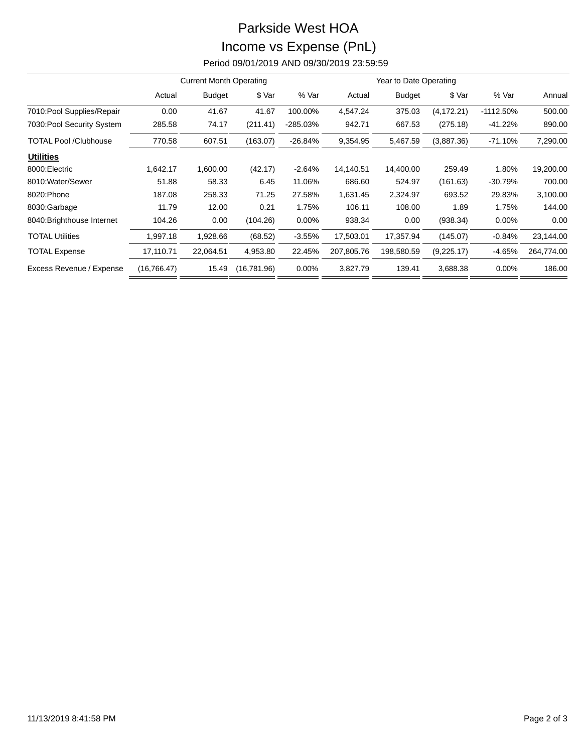# Parkside West HOA

## Income vs Expense (PnL)

Period 09/01/2019 AND 09/30/2019 23:59:59

| | Current Month Operating | | | | Year to Date Operating | | | | |
|---|---|---|---|---|---|---|---|---|---|
| | Actual | Budget | $ Var | % Var | Actual | Budget | $ Var | % Var | Annual |
| 7010:Pool Supplies/Repair | 0.00 | 41.67 | 41.67 | 100.00% | 4,547.24 | 375.03 | (4,172.21) | -1112.50% | 500.00 |
| 7030:Pool Security System | 285.58 | 74.17 | (211.41) | -285.03% | 942.71 | 667.53 | (275.18) | -41.22% | 890.00 |
| TOTAL Pool /Clubhouse | 770.58 | 607.51 | (163.07) | -26.84% | 9,354.95 | 5,467.59 | (3,887.36) | -71.10% | 7,290.00 |
| **Utilities** | | | | | | | | | |
| 8000:Electric | 1,642.17 | 1,600.00 | (42.17) | -2.64% | 14,140.51 | 14,400.00 | 259.49 | 1.80% | 19,200.00 |
| 8010:Water/Sewer | 51.88 | 58.33 | 6.45 | 11.06% | 686.60 | 524.97 | (161.63) | -30.79% | 700.00 |
| 8020:Phone | 187.08 | 258.33 | 71.25 | 27.58% | 1,631.45 | 2,324.97 | 693.52 | 29.83% | 3,100.00 |
| 8030:Garbage | 11.79 | 12.00 | 0.21 | 1.75% | 106.11 | 108.00 | 1.89 | 1.75% | 144.00 |
| 8040:Brighthouse Internet | 104.26 | 0.00 | (104.26) | 0.00% | 938.34 | 0.00 | (938.34) | 0.00% | 0.00 |
| TOTAL Utilities | 1,997.18 | 1,928.66 | (68.52) | -3.55% | 17,503.01 | 17,357.94 | (145.07) | -0.84% | 23,144.00 |
| TOTAL Expense | 17,110.71 | 22,064.51 | 4,953.80 | 22.45% | 207,805.76 | 198,580.59 | (9,225.17) | -4.65% | 264,774.00 |
| Excess Revenue / Expense | (16,766.47) | 15.49 | (16,781.96) | 0.00% | 3,827.79 | 139.41 | 3,688.38 | 0.00% | 186.00 |

11/13/2019 8:41:58 PM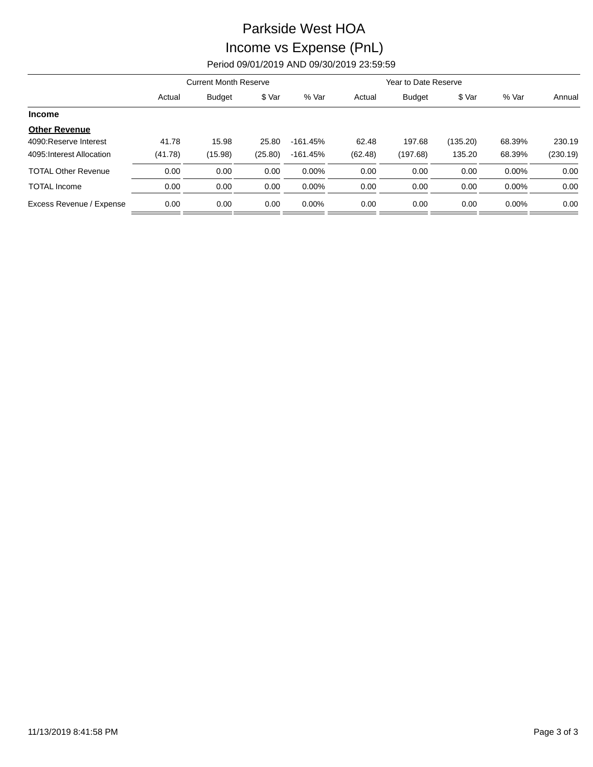# Parkside West HOA

## Income vs Expense (PnL)

Period 09/01/2019 AND 09/30/2019 23:59:59

| | Current Month Reserve | | | | Year to Date Reserve | | | | |
|---|---|---|---|---|---|---|---|---|---|
| | Actual | Budget | $ Var | % Var | Actual | Budget | $ Var | % Var | Annual |
| **Income** | | | | | | | | | |
| **Other Revenue** | | | | | | | | | |
| 4090:Reserve Interest | 41.78 | 15.98 | 25.80 | -161.45% | 62.48 | 197.68 | (135.20) | 68.39% | 230.19 |
| 4095:Interest Allocation | (41.78) | (15.98) | (25.80) | -161.45% | (62.48) | (197.68) | 135.20 | 68.39% | (230.19) |
| TOTAL Other Revenue | 0.00 | 0.00 | 0.00 | 0.00% | 0.00 | 0.00 | 0.00 | 0.00% | 0.00 |
| TOTAL Income | 0.00 | 0.00 | 0.00 | 0.00% | 0.00 | 0.00 | 0.00 | 0.00% | 0.00 |
| Excess Revenue / Expense | 0.00 | 0.00 | 0.00 | 0.00% | 0.00 | 0.00 | 0.00 | 0.00% | 0.00 |

11/13/2019 8:41:58 PM